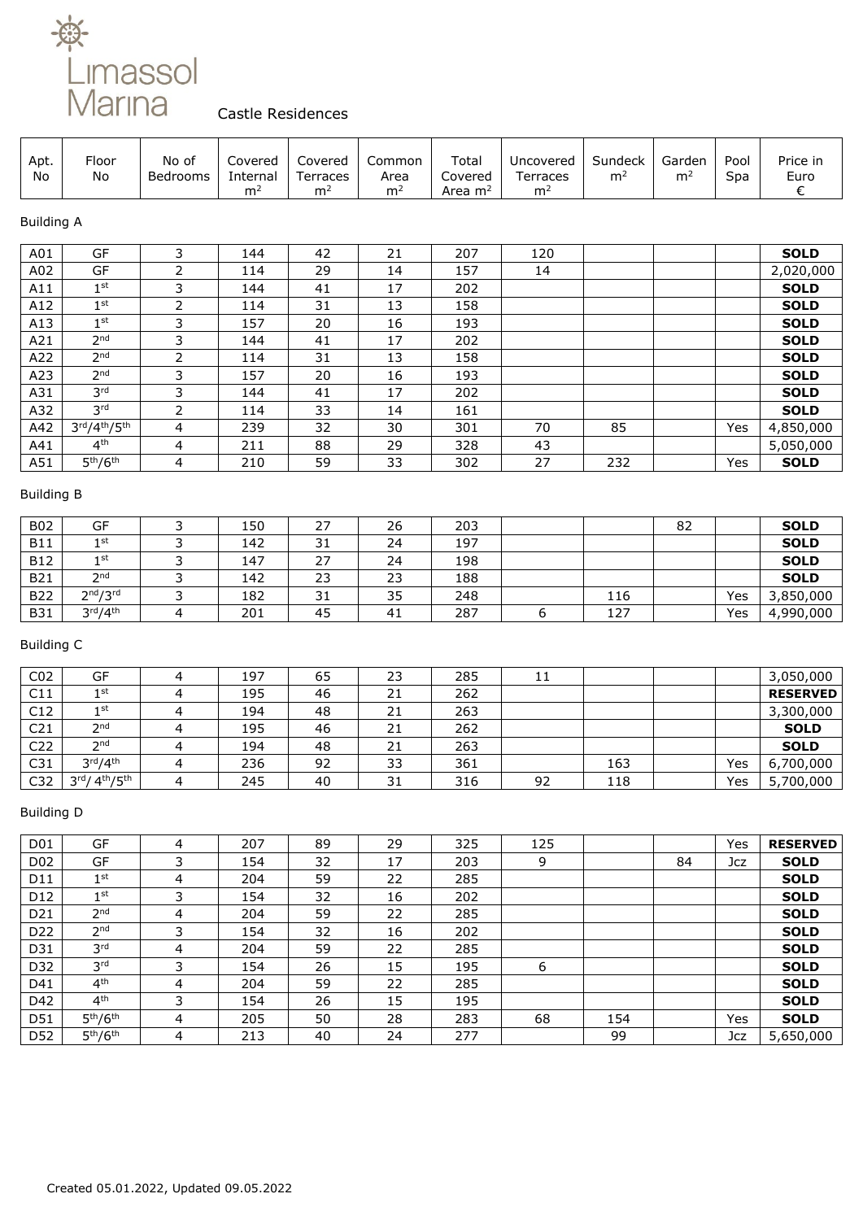# Limassol Marina

Castle Residences

| Apt. No | Floor No | No of Bedrooms | Covered Internal m² | Covered Terraces m² | Common Area m² | Total Covered Area m² | Uncovered Terraces m² | Sundeck m² | Garden m² | Pool Spa | Price in Euro € |
|---|---|---|---|---|---|---|---|---|---|---|---|
| **Building A** | | | | | | | | | | | |
| A01 | GF | 3 | 144 | 42 | 21 | 207 | 120 | | | | **SOLD** |
| A02 | GF | 2 | 114 | 29 | 14 | 157 | 14 | | | | 2,020,000 |
| A11 | 1st | 3 | 144 | 41 | 17 | 202 | | | | | **SOLD** |
| A12 | 1st | 2 | 114 | 31 | 13 | 158 | | | | | **SOLD** |
| A13 | 1st | 3 | 157 | 20 | 16 | 193 | | | | | **SOLD** |
| A21 | 2nd | 3 | 144 | 41 | 17 | 202 | | | | | **SOLD** |
| A22 | 2nd | 2 | 114 | 31 | 13 | 158 | | | | | **SOLD** |
| A23 | 2nd | 3 | 157 | 20 | 16 | 193 | | | | | **SOLD** |
| A31 | 3rd | 3 | 144 | 41 | 17 | 202 | | | | | **SOLD** |
| A32 | 3rd | 2 | 114 | 33 | 14 | 161 | | | | | **SOLD** |
| A42 | 3rd/4th/5th | 4 | 239 | 32 | 30 | 301 | 70 | 85 | | Yes | 4,850,000 |
| A41 | 4th | 4 | 211 | 88 | 29 | 328 | 43 | | | | 5,050,000 |
| A51 | 5th/6th | 4 | 210 | 59 | 33 | 302 | 27 | 232 | | Yes | **SOLD** |
| **Building B** | | | | | | | | | | | |
| B02 | GF | 3 | 150 | 27 | 26 | 203 | | | 82 | | **SOLD** |
| B11 | 1st | 3 | 142 | 31 | 24 | 197 | | | | | **SOLD** |
| B12 | 1st | 3 | 147 | 27 | 24 | 198 | | | | | **SOLD** |
| B21 | 2nd | 3 | 142 | 23 | 23 | 188 | | | | | **SOLD** |
| B22 | 2nd/3rd | 3 | 182 | 31 | 35 | 248 | | 116 | | Yes | 3,850,000 |
| B31 | 3rd/4th | 4 | 201 | 45 | 41 | 287 | 6 | 127 | | Yes | 4,990,000 |
| **Building C** | | | | | | | | | | | |
| C02 | GF | 4 | 197 | 65 | 23 | 285 | 11 | | | | 3,050,000 |
| C11 | 1st | 4 | 195 | 46 | 21 | 262 | | | | | **RESERVED** |
| C12 | 1st | 4 | 194 | 48 | 21 | 263 | | | | | 3,300,000 |
| C21 | 2nd | 4 | 195 | 46 | 21 | 262 | | | | | **SOLD** |
| C22 | 2nd | 4 | 194 | 48 | 21 | 263 | | | | | **SOLD** |
| C31 | 3rd/4th | 4 | 236 | 92 | 33 | 361 | | 163 | | Yes | 6,700,000 |
| C32 | 3rd/ 4th/5th | 4 | 245 | 40 | 31 | 316 | 92 | 118 | | Yes | 5,700,000 |
| **Building D** | | | | | | | | | | | |
| D01 | GF | 4 | 207 | 89 | 29 | 325 | 125 | | | Yes | **RESERVED** |
| D02 | GF | 3 | 154 | 32 | 17 | 203 | 9 | | 84 | Jcz | **SOLD** |
| D11 | 1st | 4 | 204 | 59 | 22 | 285 | | | | | **SOLD** |
| D12 | 1st | 3 | 154 | 32 | 16 | 202 | | | | | **SOLD** |
| D21 | 2nd | 4 | 204 | 59 | 22 | 285 | | | | | **SOLD** |
| D22 | 2nd | 3 | 154 | 32 | 16 | 202 | | | | | **SOLD** |
| D31 | 3rd | 4 | 204 | 59 | 22 | 285 | | | | | **SOLD** |
| D32 | 3rd | 3 | 154 | 26 | 15 | 195 | 6 | | | | **SOLD** |
| D41 | 4th | 4 | 204 | 59 | 22 | 285 | | | | | **SOLD** |
| D42 | 4th | 3 | 154 | 26 | 15 | 195 | | | | | **SOLD** |
| D51 | 5th/6th | 4 | 205 | 50 | 28 | 283 | 68 | 154 | | Yes | **SOLD** |
| D52 | 5th/6th | 4 | 213 | 40 | 24 | 277 | | 99 | | Jcz | 5,650,000 |

Created 05.01.2022, Updated 09.05.2022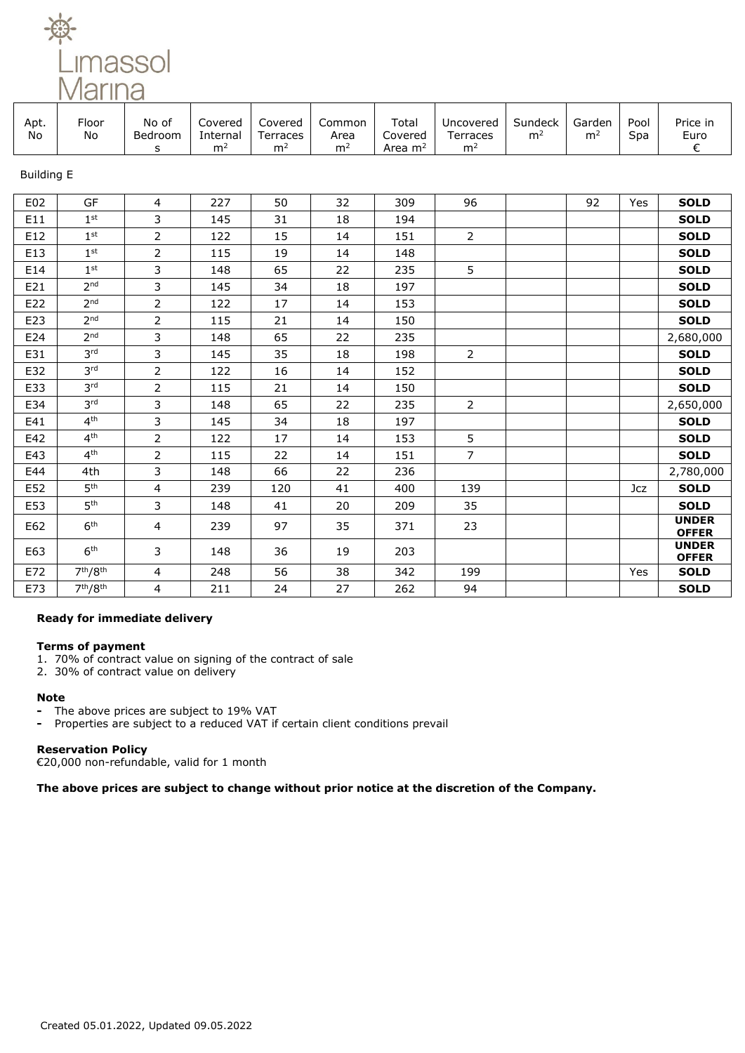Limassol Marina

| Apt. No | Floor No | No of Bedrooms | Covered Internal m² | Covered Terraces m² | Common Area m² | Total Covered Area m² | Uncovered Terraces m² | Sundeck m² | Garden m² | Pool Spa | Price in Euro € |
|---|---|---|---|---|---|---|---|---|---|---|---|
| Building E | | | | | | | | | | | |
| E02 | GF | 4 | 227 | 50 | 32 | 309 | 96 | | 92 | Yes | **SOLD** |
| E11 | 1st | 3 | 145 | 31 | 18 | 194 | | | | | **SOLD** |
| E12 | 1st | 2 | 122 | 15 | 14 | 151 | 2 | | | | **SOLD** |
| E13 | 1st | 2 | 115 | 19 | 14 | 148 | | | | | **SOLD** |
| E14 | 1st | 3 | 148 | 65 | 22 | 235 | 5 | | | | **SOLD** |
| E21 | 2nd | 3 | 145 | 34 | 18 | 197 | | | | | **SOLD** |
| E22 | 2nd | 2 | 122 | 17 | 14 | 153 | | | | | **SOLD** |
| E23 | 2nd | 2 | 115 | 21 | 14 | 150 | | | | | **SOLD** |
| E24 | 2nd | 3 | 148 | 65 | 22 | 235 | | | | | 2,680,000 |
| E31 | 3rd | 3 | 145 | 35 | 18 | 198 | 2 | | | | **SOLD** |
| E32 | 3rd | 2 | 122 | 16 | 14 | 152 | | | | | **SOLD** |
| E33 | 3rd | 2 | 115 | 21 | 14 | 150 | | | | | **SOLD** |
| E34 | 3rd | 3 | 148 | 65 | 22 | 235 | 2 | | | | 2,650,000 |
| E41 | 4th | 3 | 145 | 34 | 18 | 197 | | | | | **SOLD** |
| E42 | 4th | 2 | 122 | 17 | 14 | 153 | 5 | | | | **SOLD** |
| E43 | 4th | 2 | 115 | 22 | 14 | 151 | 7 | | | | **SOLD** |
| E44 | 4th | 3 | 148 | 66 | 22 | 236 | | | | | 2,780,000 |
| E52 | 5th | 4 | 239 | 120 | 41 | 400 | 139 | | | Jcz | **SOLD** |
| E53 | 5th | 3 | 148 | 41 | 20 | 209 | 35 | | | | **SOLD** |
| E62 | 6th | 4 | 239 | 97 | 35 | 371 | 23 | | | | **UNDER OFFER** |
| E63 | 6th | 3 | 148 | 36 | 19 | 203 | | | | | **UNDER OFFER** |
| E72 | 7th/8th | 4 | 248 | 56 | 38 | 342 | 199 | | | Yes | **SOLD** |
| E73 | 7th/8th | 4 | 211 | 24 | 27 | 262 | 94 | | | | **SOLD** |

**Ready for immediate delivery**

**Terms of payment**

1. 70% of contract value on signing of the contract of sale
2. 30% of contract value on delivery

**Note**

- The above prices are subject to 19% VAT
- Properties are subject to a reduced VAT if certain client conditions prevail

**Reservation Policy**

€20,000 non-refundable, valid for 1 month

**The above prices are subject to change without prior notice at the discretion of the Company.**

Created 05.01.2022, Updated 09.05.2022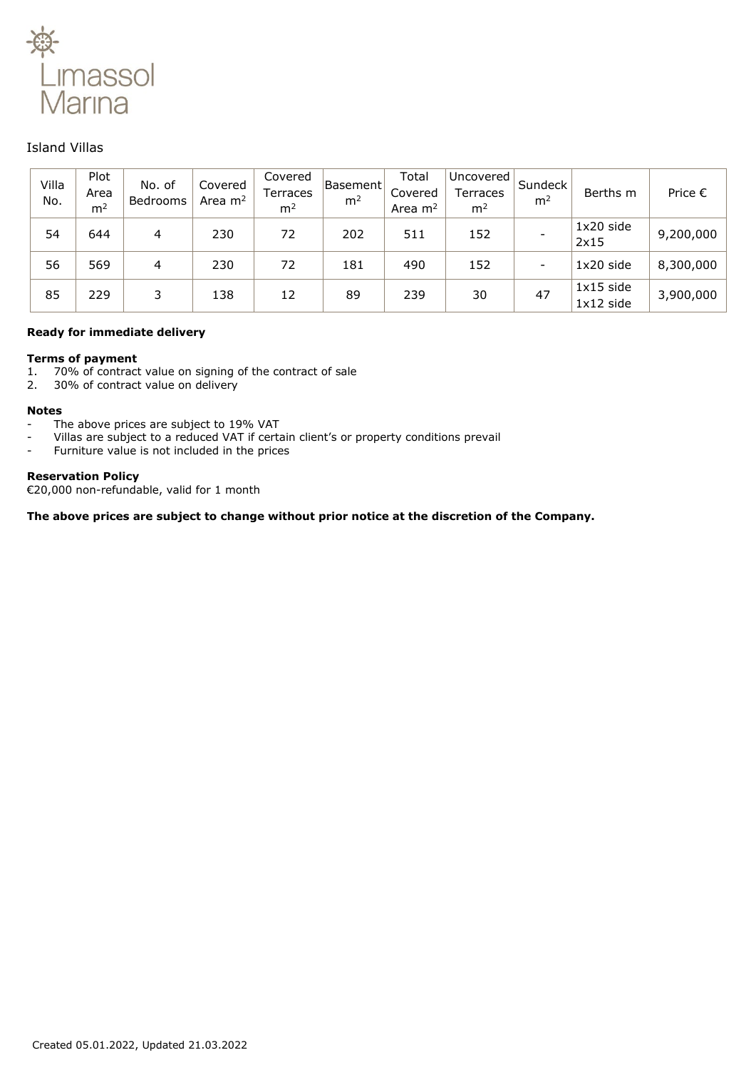Limassol Marina

## Island Villas

| Villa No. | Plot Area $m^2$ | No. of Bedrooms | Covered Area $m^2$ | Covered Terraces $m^2$ | Basement $m^2$ | Total Covered Area $m^2$ | Uncovered Terraces $m^2$ | Sundeck $m^2$ | Berths m | Price € |
|---|---|---|---|---|---|---|---|---|---|---|
| 54 | 644 | 4 | 230 | 72 | 202 | 511 | 152 | - | 1x20 side 2x15 | 9,200,000 |
| 56 | 569 | 4 | 230 | 72 | 181 | 490 | 152 | - | 1x20 side | 8,300,000 |
| 85 | 229 | 3 | 138 | 12 | 89 | 239 | 30 | 47 | 1x15 side 1x12 side | 3,900,000 |

**Ready for immediate delivery**

**Terms of payment**

1. 70% of contract value on signing of the contract of sale
2. 30% of contract value on delivery

**Notes**

- The above prices are subject to 19% VAT
- Villas are subject to a reduced VAT if certain client's or property conditions prevail
- Furniture value is not included in the prices

**Reservation Policy**

€20,000 non-refundable, valid for 1 month

**The above prices are subject to change without prior notice at the discretion of the Company.**

Created 05.01.2022, Updated 21.03.2022